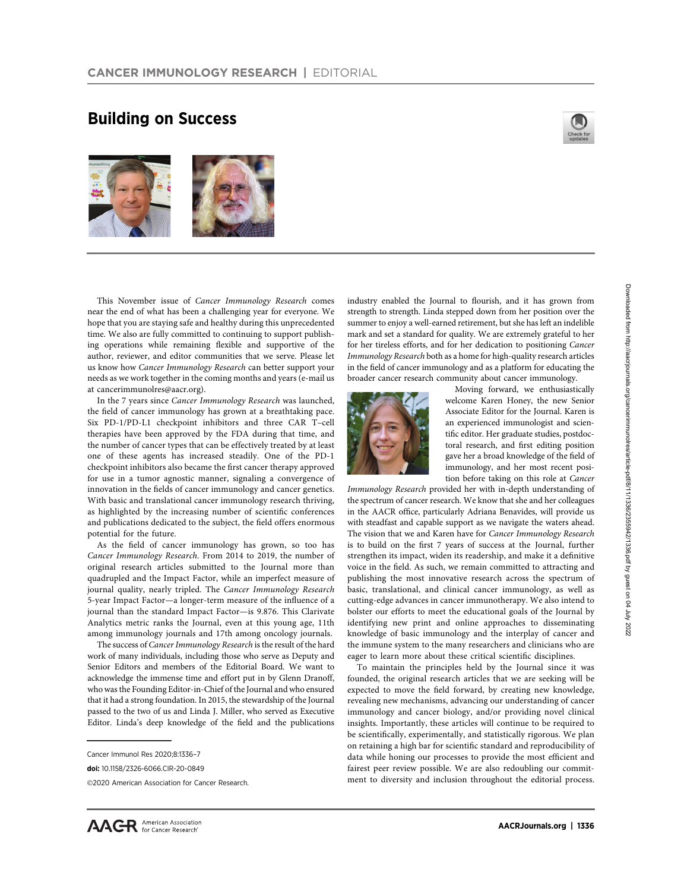# Building on Success

This November issue of *Cancer Immunology Research* comes near the end of what has been a challenging year for everyone. We hope that you are staying safe and healthy during this unprecedented time. We also are fully committed to continuing to support publishing operations while remaining flexible and supportive of the author, reviewer, and editor communities that we serve. Please let us know how *Cancer Immunology Research* can better support your needs as we work together in the coming months and years (e-mail us at cancerimmunolres@aacr.org).

In the 7 years since *Cancer Immunology Research* was launched, the field of cancer immunology has grown at a breathtaking pace. Six PD-1/PD-L1 checkpoint inhibitors and three CAR T–cell therapies have been approved by the FDA during that time, and the number of cancer types that can be effectively treated by at least one of these agents has increased steadily. One of the PD-1 checkpoint inhibitors also became the first cancer therapy approved for use in a tumor agnostic manner, signaling a convergence of innovation in the fields of cancer immunology and cancer genetics. With basic and translational cancer immunology research thriving, as highlighted by the increasing number of scientific conferences and publications dedicated to the subject, the field offers enormous potential for the future.

As the field of cancer immunology has grown, so too has *Cancer Immunology Research*. From 2014 to 2019, the number of original research articles submitted to the Journal more than quadrupled and the Impact Factor, while an imperfect measure of journal quality, nearly tripled. The *Cancer Immunology Research* 5-year Impact Factor—a longer-term measure of the influence of a journal than the standard Impact Factor—is 9.876. This Clarivate Analytics metric ranks the Journal, even at this young age, 11th among immunology journals and 17th among oncology journals.

The success of *Cancer Immunology Research* is the result of the hard work of many individuals, including those who serve as Deputy and Senior Editors and members of the Editorial Board. We want to acknowledge the immense time and effort put in by Glenn Dranoff, who was the Founding Editor-in-Chief of the Journal and who ensured that it had a strong foundation. In 2015, the stewardship of the Journal passed to the two of us and Linda J. Miller, who served as Executive Editor. Linda's deep knowledge of the field and the publications industry enabled the Journal to flourish, and it has grown from strength to strength. Linda stepped down from her position over the summer to enjoy a well-earned retirement, but she has left an indelible mark and set a standard for quality. We are extremely grateful to her for her tireless efforts, and for her dedication to positioning *Cancer Immunology Research* both as a home for high-quality research articles in the field of cancer immunology and as a platform for educating the broader cancer research community about cancer immunology.

Moving forward, we enthusiastically welcome Karen Honey, the new Senior Associate Editor for the Journal. Karen is an experienced immunologist and scientific editor. Her graduate studies, postdoctoral research, and first editing position gave her a broad knowledge of the field of immunology, and her most recent position before taking on this role at *Cancer Immunology Research* provided her with in-depth understanding of the spectrum of cancer research. We know that she and her colleagues in the AACR office, particularly Adriana Benavides, will provide us with steadfast and capable support as we navigate the waters ahead. The vision that we and Karen have for *Cancer Immunology Research* is to build on the first 7 years of success at the Journal, further strengthen its impact, widen its readership, and make it a definitive voice in the field. As such, we remain committed to attracting and publishing the most innovative research across the spectrum of basic, translational, and clinical cancer immunology, as well as cutting-edge advances in cancer immunotherapy. We also intend to bolster our efforts to meet the educational goals of the Journal by identifying new print and online approaches to disseminating knowledge of basic immunology and the interplay of cancer and the immune system to the many researchers and clinicians who are eager to learn more about these critical scientific disciplines.

To maintain the principles held by the Journal since it was founded, the original research articles that we are seeking will be expected to move the field forward, by creating new knowledge, revealing new mechanisms, advancing our understanding of cancer immunology and cancer biology, and/or providing novel clinical insights. Importantly, these articles will continue to be required to be scientifically, experimentally, and statistically rigorous. We plan on retaining a high bar for scientific standard and reproducibility of data while honing our processes to provide the most efficient and fairest peer review possible. We are also redoubling our commitment to diversity and inclusion throughout the editorial process.

Cancer Immunol Res 2020;8:1336–7

**doi:** 10.1158/2326-6066.CIR-20-0849

©2020 American Association for Cancer Research.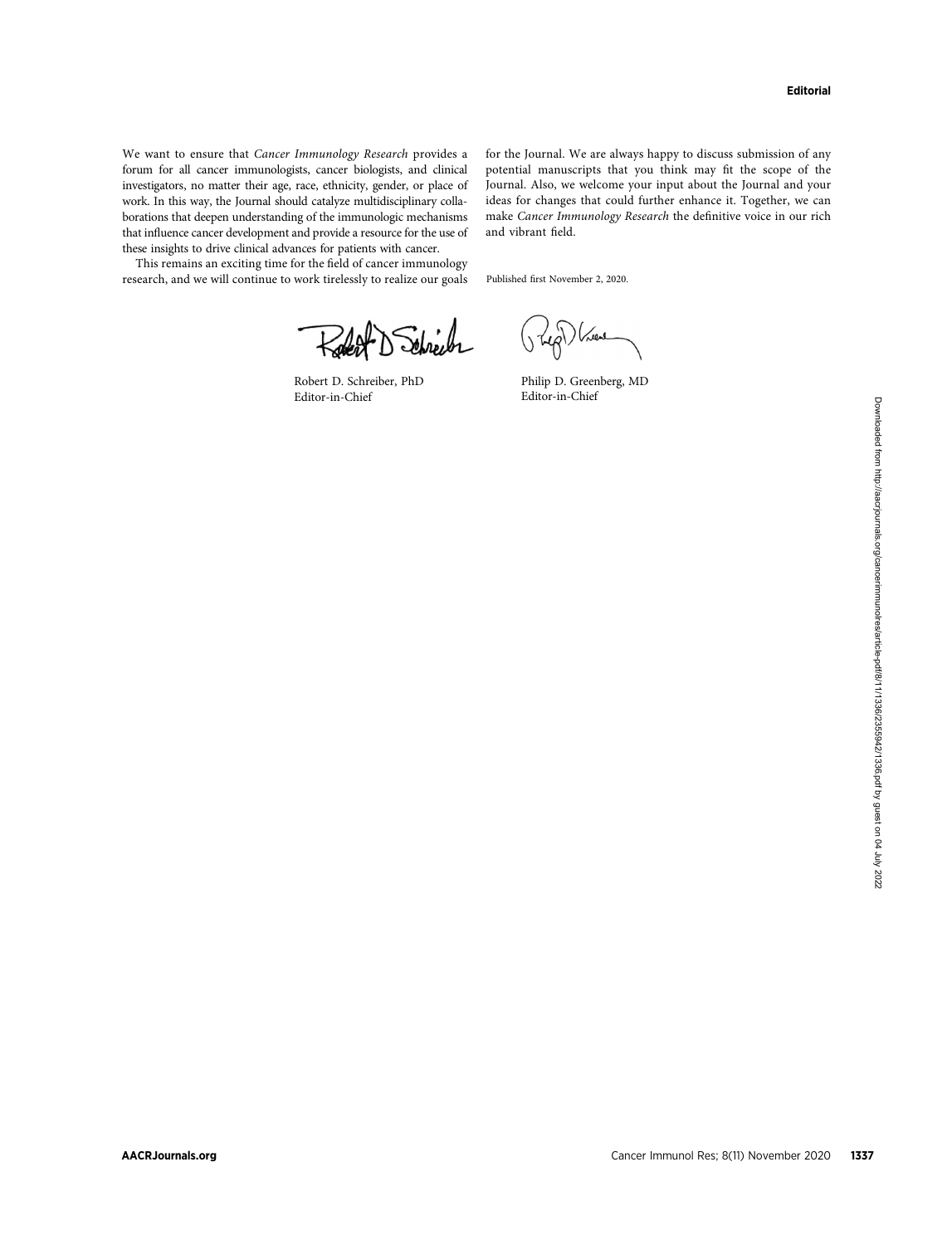We want to ensure that *Cancer Immunology Research* provides a forum for all cancer immunologists, cancer biologists, and clinical investigators, no matter their age, race, ethnicity, gender, or place of work. In this way, the Journal should catalyze multidisciplinary collaborations that deepen understanding of the immunologic mechanisms that influence cancer development and provide a resource for the use of these insights to drive clinical advances for patients with cancer.

This remains an exciting time for the field of cancer immunology research, and we will continue to work tirelessly to realize our goals for the Journal. We are always happy to discuss submission of any potential manuscripts that you think may fit the scope of the Journal. Also, we welcome your input about the Journal and your ideas for changes that could further enhance it. Together, we can make *Cancer Immunology Research* the definitive voice in our rich and vibrant field.

Published first November 2, 2020.

Robert D. Schreiber, PhD
Editor-in-Chief

Philip D. Greenberg, MD
Editor-in-Chief